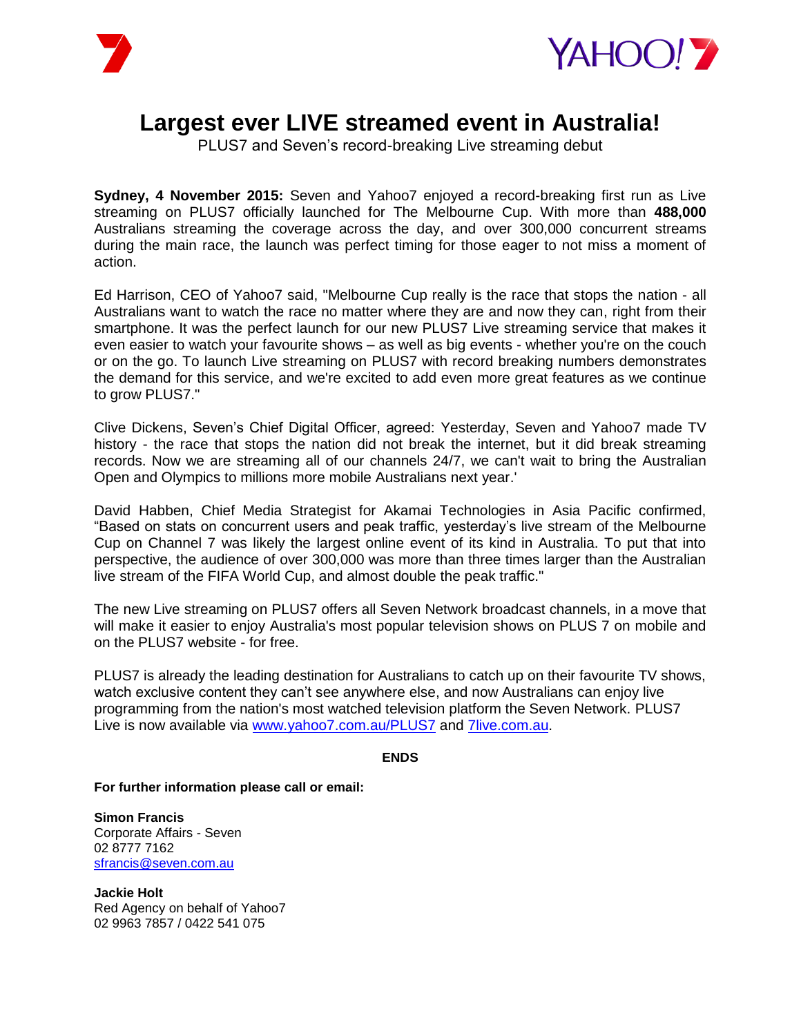# Largest ever LIVE streamed event in Australia!

PLUS7 and Seven's record-breaking Live streaming debut

**Sydney, 4 November 2015:** Seven and Yahoo7 enjoyed a record-breaking first run as Live streaming on PLUS7 officially launched for The Melbourne Cup. With more than **488,000** Australians streaming the coverage across the day, and over 300,000 concurrent streams during the main race, the launch was perfect timing for those eager to not miss a moment of action.

Ed Harrison, CEO of Yahoo7 said, "Melbourne Cup really is the race that stops the nation - all Australians want to watch the race no matter where they are and now they can, right from their smartphone. It was the perfect launch for our new PLUS7 Live streaming service that makes it even easier to watch your favourite shows – as well as big events - whether you're on the couch or on the go. To launch Live streaming on PLUS7 with record breaking numbers demonstrates the demand for this service, and we're excited to add even more great features as we continue to grow PLUS7."

Clive Dickens, Seven's Chief Digital Officer, agreed: Yesterday, Seven and Yahoo7 made TV history - the race that stops the nation did not break the internet, but it did break streaming records. Now we are streaming all of our channels 24/7, we can't wait to bring the Australian Open and Olympics to millions more mobile Australians next year.'

David Habben, Chief Media Strategist for Akamai Technologies in Asia Pacific confirmed, "Based on stats on concurrent users and peak traffic, yesterday's live stream of the Melbourne Cup on Channel 7 was likely the largest online event of its kind in Australia. To put that into perspective, the audience of over 300,000 was more than three times larger than the Australian live stream of the FIFA World Cup, and almost double the peak traffic."

The new Live streaming on PLUS7 offers all Seven Network broadcast channels, in a move that will make it easier to enjoy Australia's most popular television shows on PLUS 7 on mobile and on the PLUS7 website - for free.

PLUS7 is already the leading destination for Australians to catch up on their favourite TV shows, watch exclusive content they can't see anywhere else, and now Australians can enjoy live programming from the nation's most watched television platform the Seven Network. PLUS7 Live is now available via [www.yahoo7.com.au/PLUS7](http://www.yahoo7.com.au/PLUS7) and [7live.com.au](http://7live.com.au).

**ENDS**

**For further information please call or email:**

**Simon Francis**
Corporate Affairs - Seven
02 8777 7162
[sfrancis@seven.com.au](mailto:sfrancis@seven.com.au)

**Jackie Holt**
Red Agency on behalf of Yahoo7
02 9963 7857 / 0422 541 075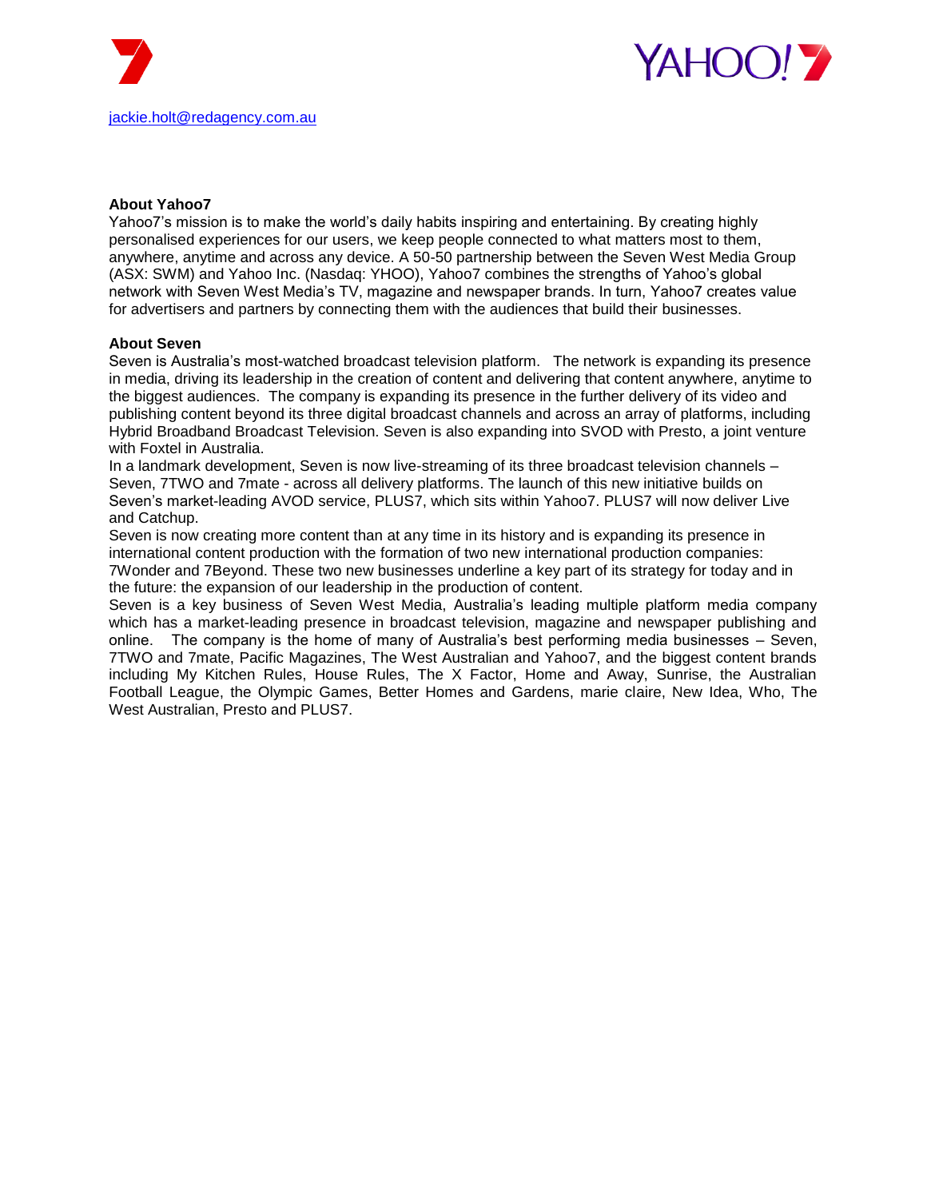jackie.holt@redagency.com.au

**About Yahoo7**

Yahoo7's mission is to make the world's daily habits inspiring and entertaining. By creating highly personalised experiences for our users, we keep people connected to what matters most to them, anywhere, anytime and across any device. A 50-50 partnership between the Seven West Media Group (ASX: SWM) and Yahoo Inc. (Nasdaq: YHOO), Yahoo7 combines the strengths of Yahoo's global network with Seven West Media's TV, magazine and newspaper brands. In turn, Yahoo7 creates value for advertisers and partners by connecting them with the audiences that build their businesses.

**About Seven**

Seven is Australia's most-watched broadcast television platform. The network is expanding its presence in media, driving its leadership in the creation of content and delivering that content anywhere, anytime to the biggest audiences. The company is expanding its presence in the further delivery of its video and publishing content beyond its three digital broadcast channels and across an array of platforms, including Hybrid Broadband Broadcast Television. Seven is also expanding into SVOD with Presto, a joint venture with Foxtel in Australia.

In a landmark development, Seven is now live-streaming of its three broadcast television channels – Seven, 7TWO and 7mate - across all delivery platforms. The launch of this new initiative builds on Seven's market-leading AVOD service, PLUS7, which sits within Yahoo7. PLUS7 will now deliver Live and Catchup.

Seven is now creating more content than at any time in its history and is expanding its presence in international content production with the formation of two new international production companies: 7Wonder and 7Beyond. These two new businesses underline a key part of its strategy for today and in the future: the expansion of our leadership in the production of content.

Seven is a key business of Seven West Media, Australia's leading multiple platform media company which has a market-leading presence in broadcast television, magazine and newspaper publishing and online. The company is the home of many of Australia's best performing media businesses – Seven, 7TWO and 7mate, Pacific Magazines, The West Australian and Yahoo7, and the biggest content brands including My Kitchen Rules, House Rules, The X Factor, Home and Away, Sunrise, the Australian Football League, the Olympic Games, Better Homes and Gardens, marie claire, New Idea, Who, The West Australian, Presto and PLUS7.